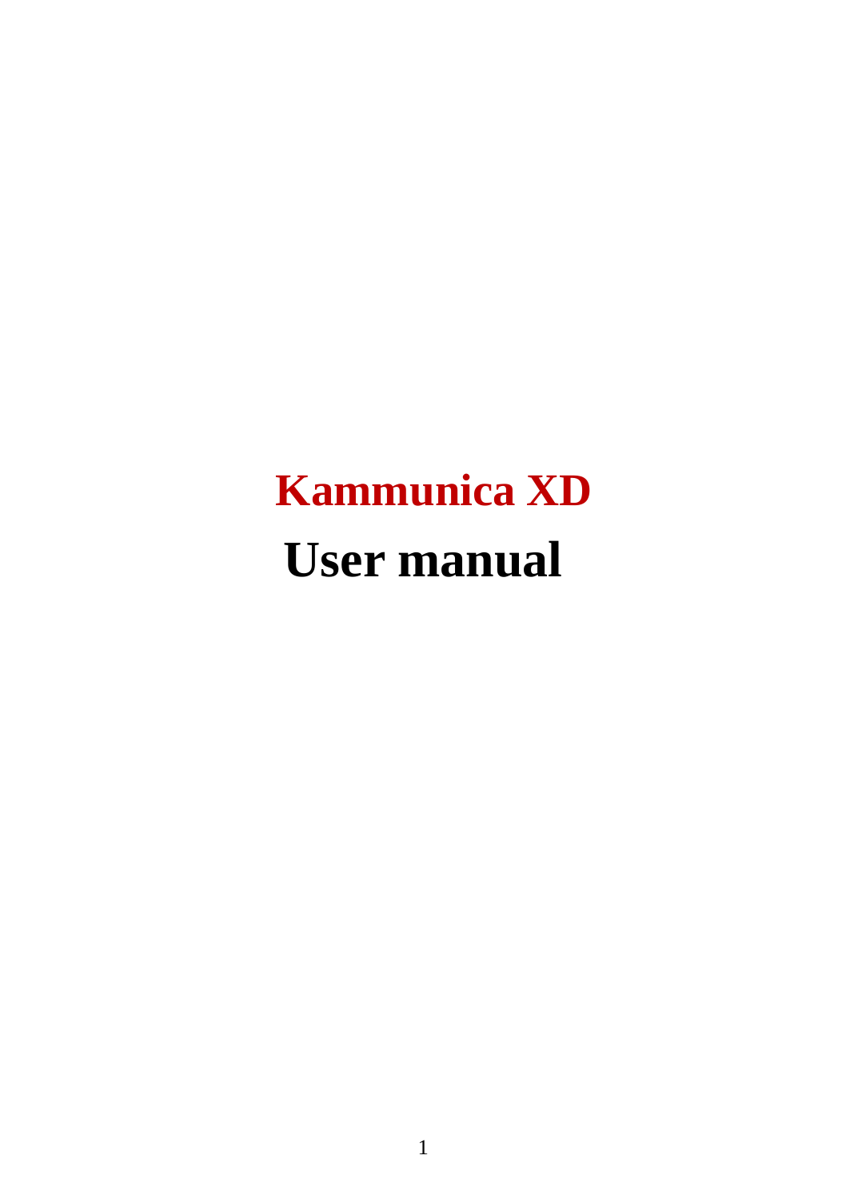# Kammunica XD

# User manual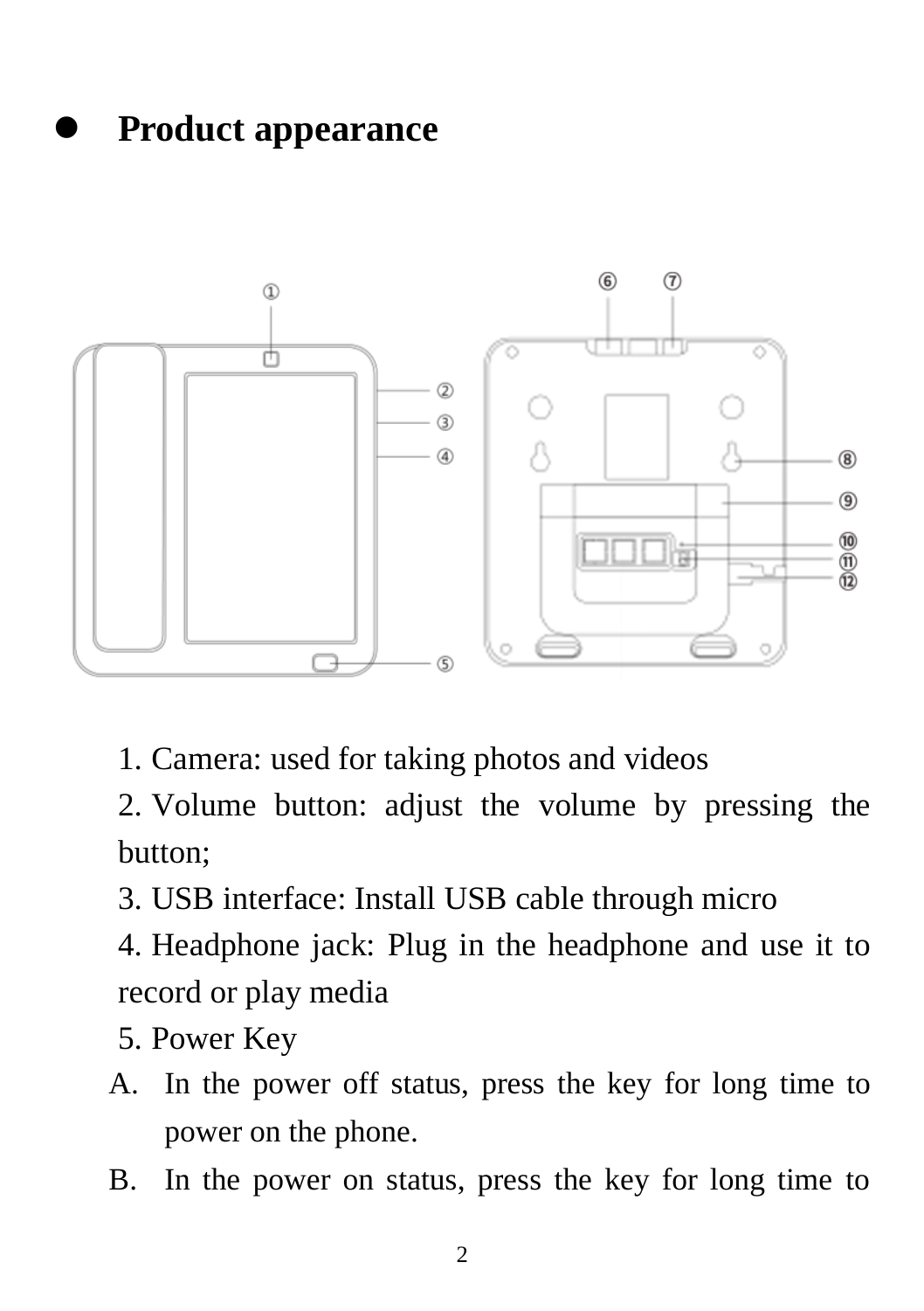- **Product appearance**

1. Camera: used for taking photos and videos
2. Volume button: adjust the volume by pressing the button;
3. USB interface: Install USB cable through micro
4. Headphone jack: Plug in the headphone and use it to record or play media
5. Power Key

A. In the power off status, press the key for long time to power on the phone.

B. In the power on status, press the key for long time to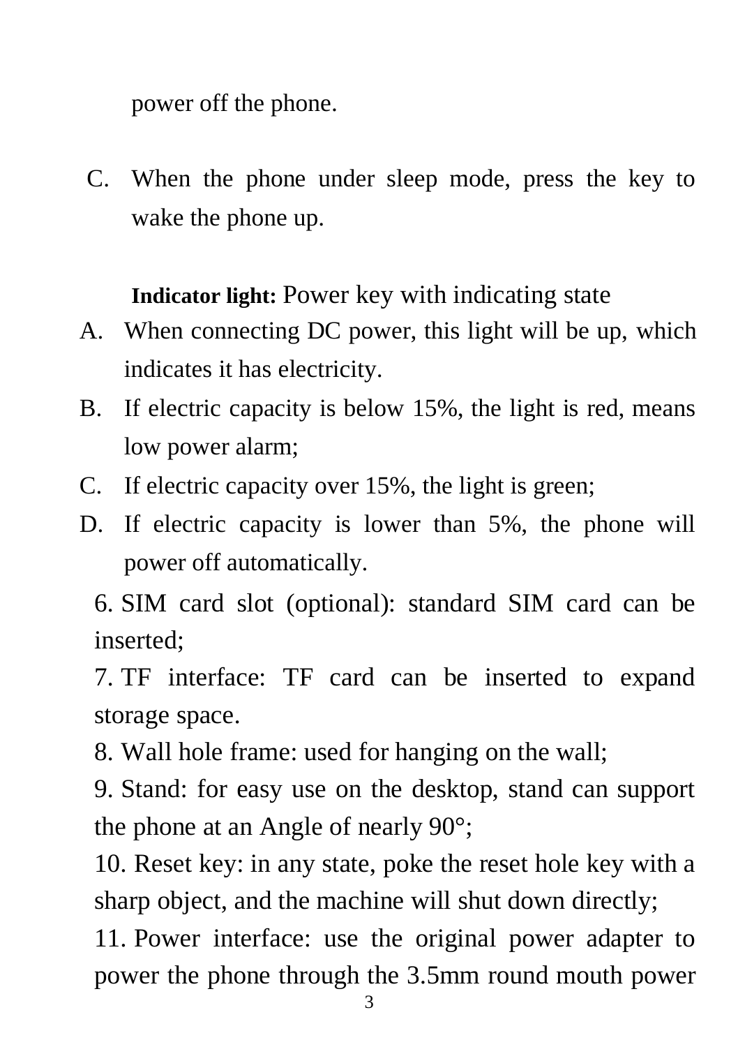power off the phone.

C. When the phone under sleep mode, press the key to wake the phone up.

**Indicator light:** Power key with indicating state

A. When connecting DC power, this light will be up, which indicates it has electricity.
B. If electric capacity is below 15%, the light is red, means low power alarm;
C. If electric capacity over 15%, the light is green;
D. If electric capacity is lower than 5%, the phone will power off automatically.

6. SIM card slot (optional): standard SIM card can be inserted;
7. TF interface: TF card can be inserted to expand storage space.
8. Wall hole frame: used for hanging on the wall;
9. Stand: for easy use on the desktop, stand can support the phone at an Angle of nearly 90°;
10. Reset key: in any state, poke the reset hole key with a sharp object, and the machine will shut down directly;
11. Power interface: use the original power adapter to power the phone through the 3.5mm round mouth power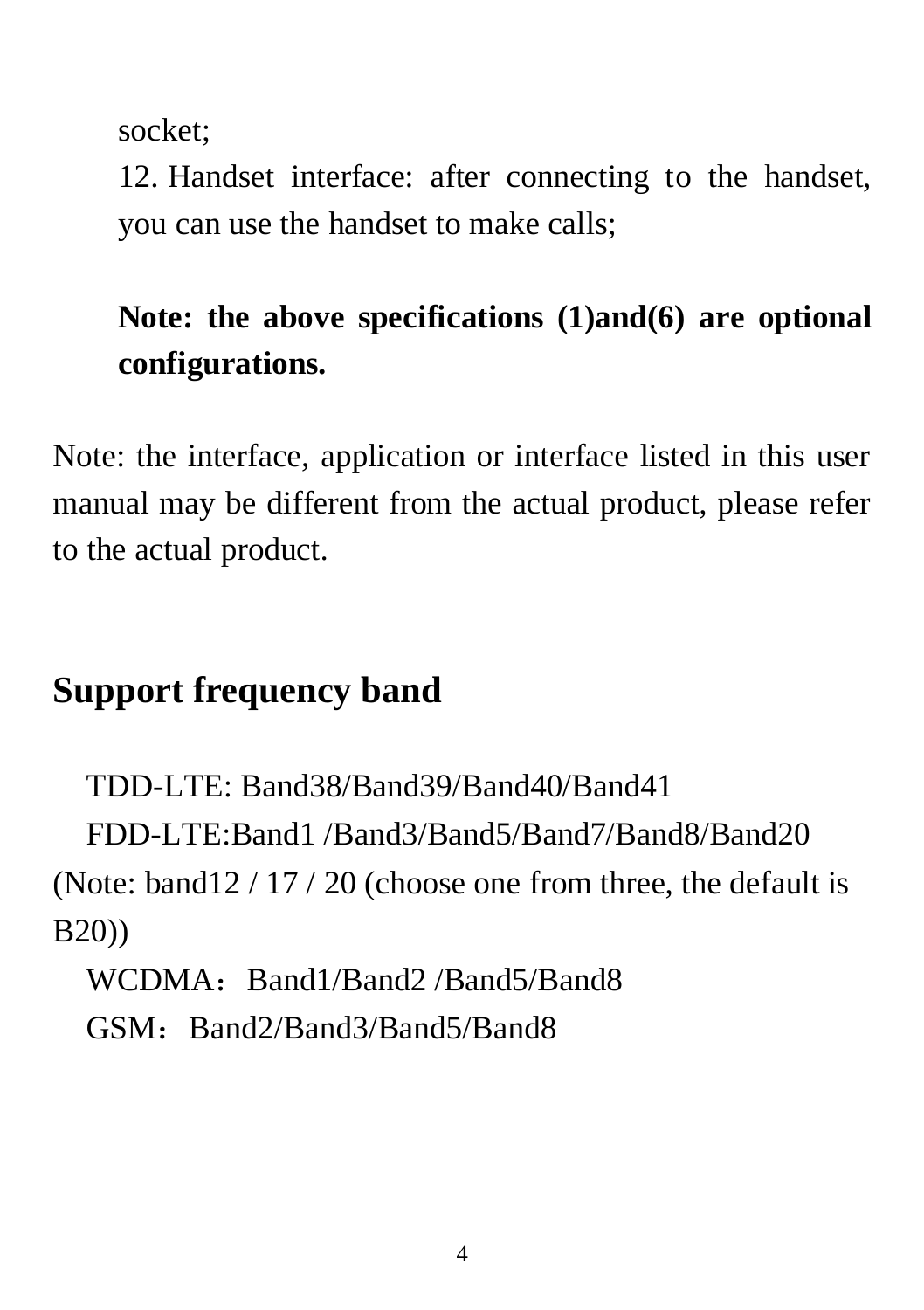socket;

12. Handset interface: after connecting to the handset, you can use the handset to make calls;

**Note: the above specifications (1)and(6) are optional configurations.**

Note: the interface, application or interface listed in this user manual may be different from the actual product, please refer to the actual product.

## Support frequency band

TDD-LTE: Band38/Band39/Band40/Band41

FDD-LTE:Band1 /Band3/Band5/Band7/Band8/Band20

(Note: band12 / 17 / 20 (choose one from three, the default is B20))

WCDMA：Band1/Band2 /Band5/Band8

GSM：Band2/Band3/Band5/Band8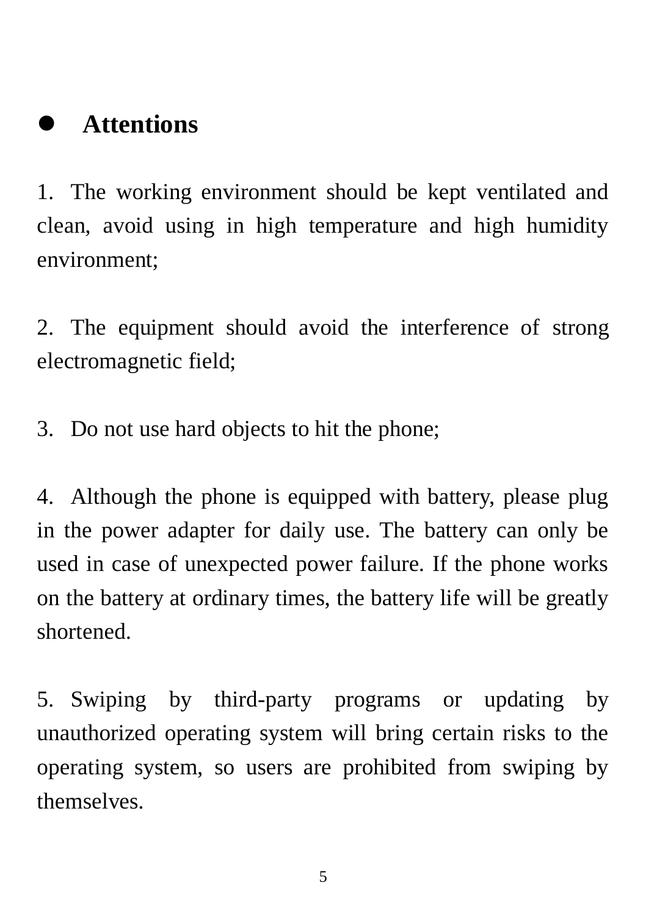## Attentions

1. The working environment should be kept ventilated and clean, avoid using in high temperature and high humidity environment;

2. The equipment should avoid the interference of strong electromagnetic field;

3. Do not use hard objects to hit the phone;

4. Although the phone is equipped with battery, please plug in the power adapter for daily use. The battery can only be used in case of unexpected power failure. If the phone works on the battery at ordinary times, the battery life will be greatly shortened.

5. Swiping by third-party programs or updating by unauthorized operating system will bring certain risks to the operating system, so users are prohibited from swiping by themselves.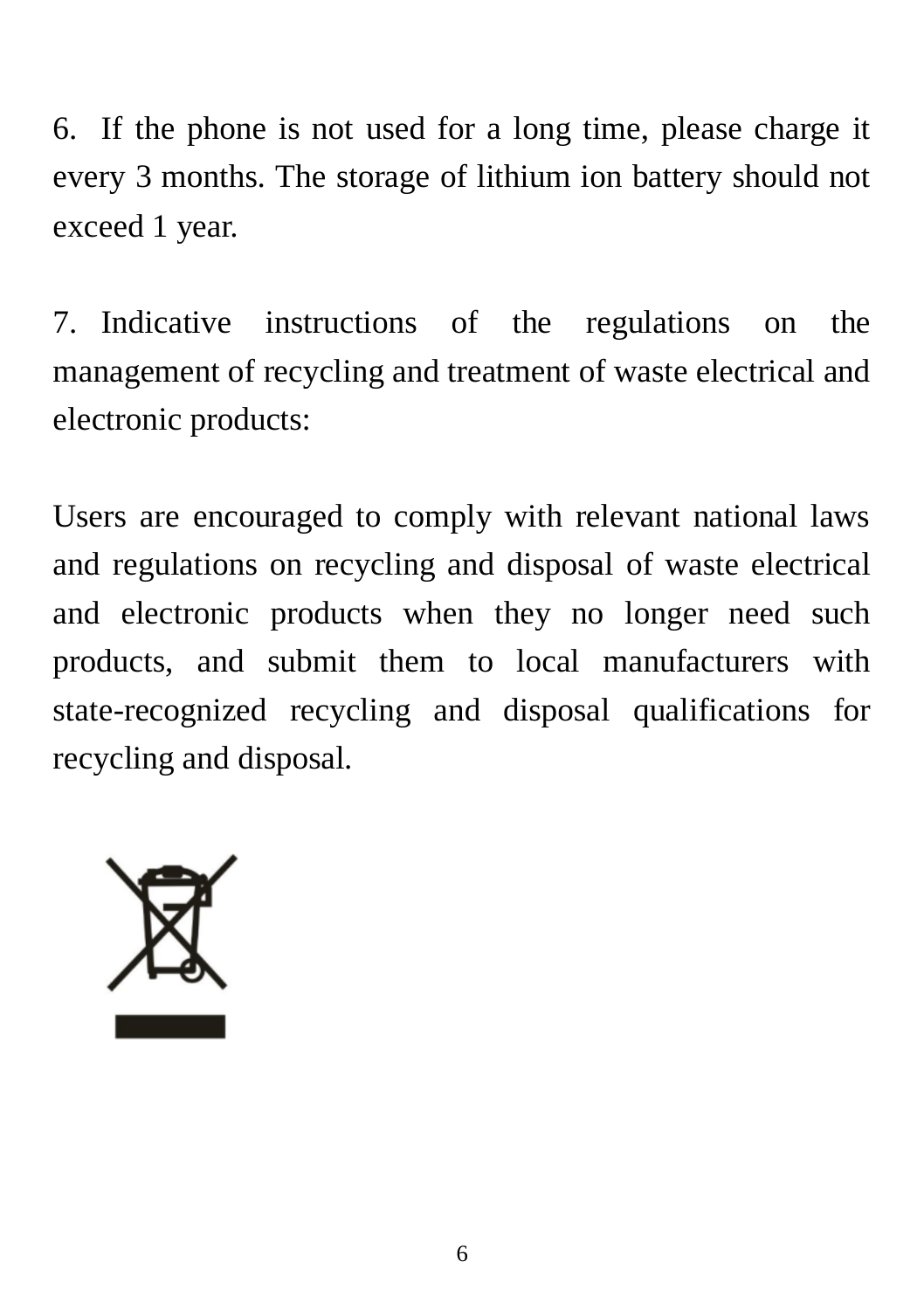6. If the phone is not used for a long time, please charge it every 3 months. The storage of lithium ion battery should not exceed 1 year.

7. Indicative instructions of the regulations on the management of recycling and treatment of waste electrical and electronic products:

Users are encouraged to comply with relevant national laws and regulations on recycling and disposal of waste electrical and electronic products when they no longer need such products, and submit them to local manufacturers with state-recognized recycling and disposal qualifications for recycling and disposal.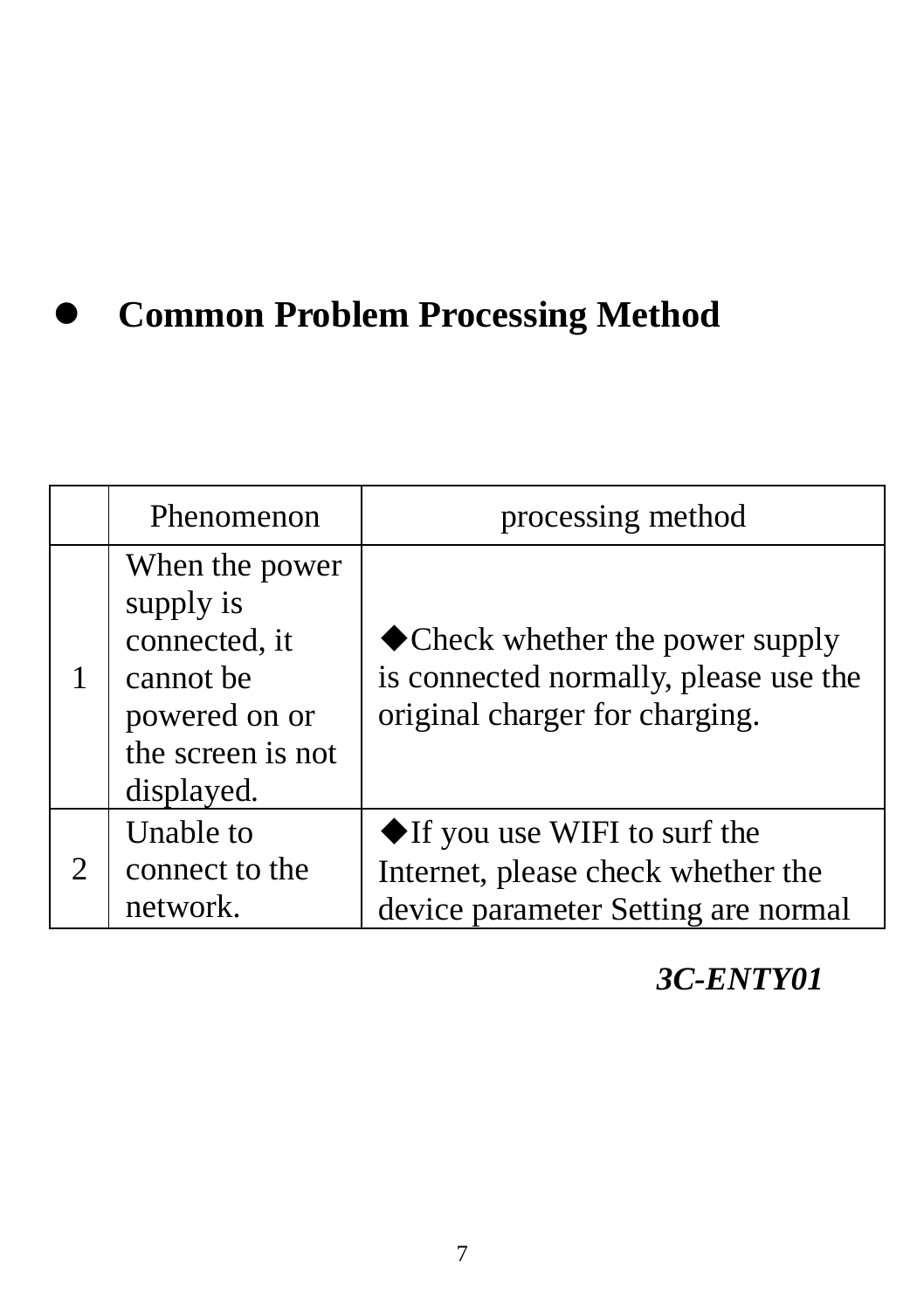- **Common Problem Processing Method**

| | Phenomenon | processing method |
|---|---|---|
| 1 | When the power supply is connected, it cannot be powered on or the screen is not displayed. | ◆Check whether the power supply is connected normally, please use the original charger for charging. |
| 2 | Unable to connect to the network. | ◆If you use WIFI to surf the Internet, please check whether the device parameter Setting are normal |

***3C-ENTY01***